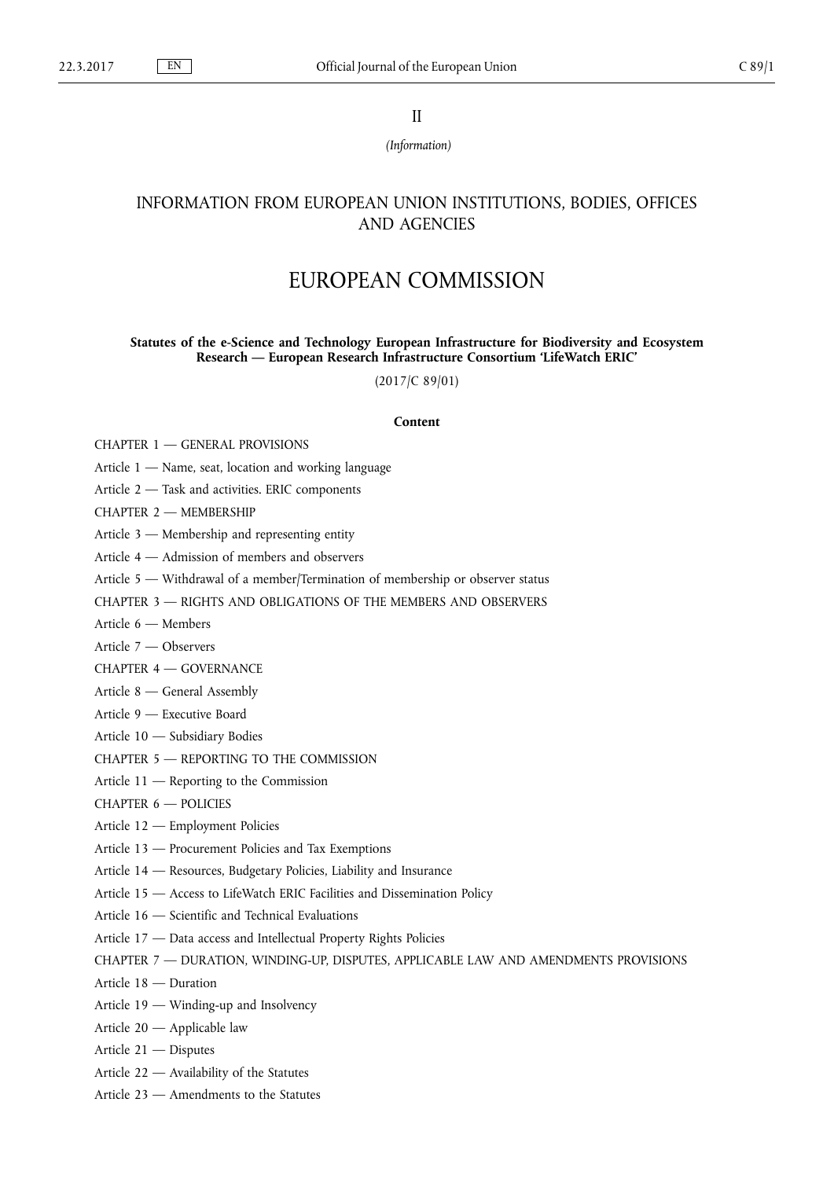II

*(Information)*

# INFORMATION FROM EUROPEAN UNION INSTITUTIONS, BODIES, OFFICES AND AGENCIES

# EUROPEAN COMMISSION

**Statutes of the e-Science and Technology European Infrastructure for Biodiversity and Ecosystem Research — European Research Infrastructure Consortium 'LifeWatch ERIC'**

(2017/C 89/01)

**Content**

CHAPTER 1 — GENERAL PROVISIONS

Article 1 — Name, seat, location and working language

Article 2 — Task and activities. ERIC components

CHAPTER 2 — MEMBERSHIP

Article 3 — Membership and representing entity

Article 4 — Admission of members and observers

Article 5 — Withdrawal of a member/Termination of membership or observer status

CHAPTER 3 — RIGHTS AND OBLIGATIONS OF THE MEMBERS AND OBSERVERS

Article 6 — Members

Article 7 — Observers

CHAPTER 4 — GOVERNANCE

Article 8 — General Assembly

Article 9 — Executive Board

Article 10 — Subsidiary Bodies

CHAPTER 5 — REPORTING TO THE COMMISSION

Article 11 — Reporting to the Commission

CHAPTER 6 — POLICIES

Article 12 — Employment Policies

Article 13 — Procurement Policies and Tax Exemptions

Article 14 — Resources, Budgetary Policies, Liability and Insurance

Article 15 — Access to LifeWatch ERIC Facilities and Dissemination Policy

Article 16 — Scientific and Technical Evaluations

Article 17 — Data access and Intellectual Property Rights Policies

CHAPTER 7 — DURATION, WINDING-UP, DISPUTES, APPLICABLE LAW AND AMENDMENTS PROVISIONS

Article 18 — Duration

Article 19 — Winding-up and Insolvency

Article 20 — Applicable law

Article 21 — Disputes

Article 22 — Availability of the Statutes

Article 23 — Amendments to the Statutes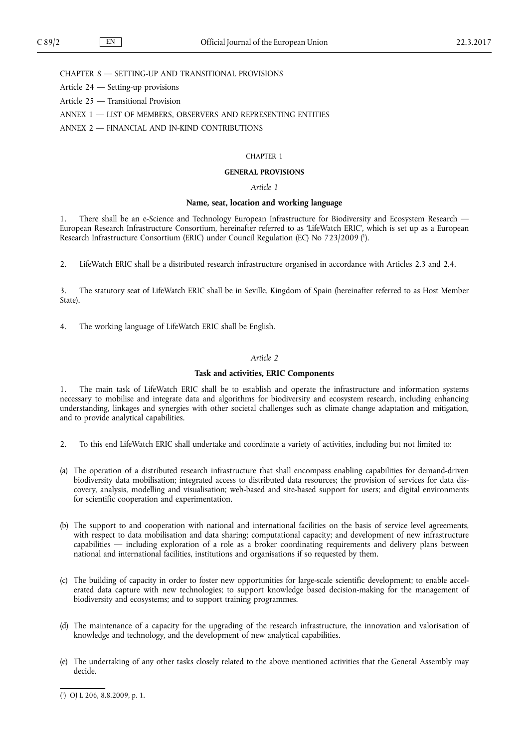CHAPTER 8 — SETTING-UP AND TRANSITIONAL PROVISIONS

Article 24 — Setting-up provisions

Article 25 — Transitional Provision

ANNEX 1 — LIST OF MEMBERS, OBSERVERS AND REPRESENTING ENTITIES

ANNEX 2 — FINANCIAL AND IN-KIND CONTRIBUTIONS

CHAPTER 1

**GENERAL PROVISIONS**

*Article 1*

**Name, seat, location and working language**

1. There shall be an e-Science and Technology European Infrastructure for Biodiversity and Ecosystem Research — European Research Infrastructure Consortium, hereinafter referred to as 'LifeWatch ERIC', which is set up as a European Research Infrastructure Consortium (ERIC) under Council Regulation (EC) No 723/2009 [1].

2. LifeWatch ERIC shall be a distributed research infrastructure organised in accordance with Articles 2.3 and 2.4.

3. The statutory seat of LifeWatch ERIC shall be in Seville, Kingdom of Spain (hereinafter referred to as Host Member State).

4. The working language of LifeWatch ERIC shall be English.

*Article 2*

**Task and activities, ERIC Components**

1. The main task of LifeWatch ERIC shall be to establish and operate the infrastructure and information systems necessary to mobilise and integrate data and algorithms for biodiversity and ecosystem research, including enhancing understanding, linkages and synergies with other societal challenges such as climate change adaptation and mitigation, and to provide analytical capabilities.

2. To this end LifeWatch ERIC shall undertake and coordinate a variety of activities, including but not limited to:

(a) The operation of a distributed research infrastructure that shall encompass enabling capabilities for demand-driven biodiversity data mobilisation; integrated access to distributed data resources; the provision of services for data discovery, analysis, modelling and visualisation; web-based and site-based support for users; and digital environments for scientific cooperation and experimentation.

(b) The support to and cooperation with national and international facilities on the basis of service level agreements, with respect to data mobilisation and data sharing; computational capacity; and development of new infrastructure capabilities — including exploration of a role as a broker coordinating requirements and delivery plans between national and international facilities, institutions and organisations if so requested by them.

(c) The building of capacity in order to foster new opportunities for large-scale scientific development; to enable accelerated data capture with new technologies; to support knowledge based decision-making for the management of biodiversity and ecosystems; and to support training programmes.

(d) The maintenance of a capacity for the upgrading of the research infrastructure, the innovation and valorisation of knowledge and technology, and the development of new analytical capabilities.

(e) The undertaking of any other tasks closely related to the above mentioned activities that the General Assembly may decide.

[1] OJ L 206, 8.8.2009, p. 1.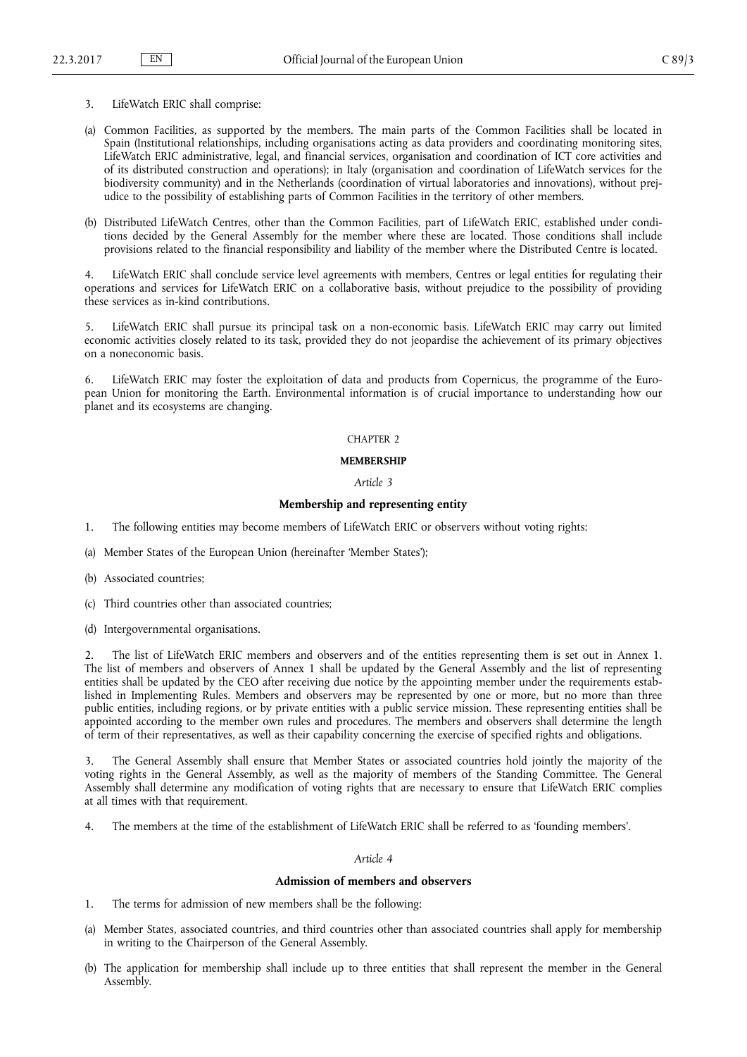3. LifeWatch ERIC shall comprise:

(a) Common Facilities, as supported by the members. The main parts of the Common Facilities shall be located in Spain (Institutional relationships, including organisations acting as data providers and coordinating monitoring sites, LifeWatch ERIC administrative, legal, and financial services, organisation and coordination of ICT core activities and of its distributed construction and operations); in Italy (organisation and coordination of LifeWatch services for the biodiversity community) and in the Netherlands (coordination of virtual laboratories and innovations), without prejudice to the possibility of establishing parts of Common Facilities in the territory of other members.

(b) Distributed LifeWatch Centres, other than the Common Facilities, part of LifeWatch ERIC, established under conditions decided by the General Assembly for the member where these are located. Those conditions shall include provisions related to the financial responsibility and liability of the member where the Distributed Centre is located.

4. LifeWatch ERIC shall conclude service level agreements with members, Centres or legal entities for regulating their operations and services for LifeWatch ERIC on a collaborative basis, without prejudice to the possibility of providing these services as in-kind contributions.

5. LifeWatch ERIC shall pursue its principal task on a non-economic basis. LifeWatch ERIC may carry out limited economic activities closely related to its task, provided they do not jeopardise the achievement of its primary objectives on a noneconomic basis.

6. LifeWatch ERIC may foster the exploitation of data and products from Copernicus, the programme of the European Union for monitoring the Earth. Environmental information is of crucial importance to understanding how our planet and its ecosystems are changing.

## CHAPTER 2

## MEMBERSHIP

*Article 3*

### Membership and representing entity

1. The following entities may become members of LifeWatch ERIC or observers without voting rights:

(a) Member States of the European Union (hereinafter 'Member States');

(b) Associated countries;

(c) Third countries other than associated countries;

(d) Intergovernmental organisations.

2. The list of LifeWatch ERIC members and observers and of the entities representing them is set out in Annex 1. The list of members and observers of Annex 1 shall be updated by the General Assembly and the list of representing entities shall be updated by the CEO after receiving due notice by the appointing member under the requirements established in Implementing Rules. Members and observers may be represented by one or more, but no more than three public entities, including regions, or by private entities with a public service mission. These representing entities shall be appointed according to the member own rules and procedures. The members and observers shall determine the length of term of their representatives, as well as their capability concerning the exercise of specified rights and obligations.

3. The General Assembly shall ensure that Member States or associated countries hold jointly the majority of the voting rights in the General Assembly, as well as the majority of members of the Standing Committee. The General Assembly shall determine any modification of voting rights that are necessary to ensure that LifeWatch ERIC complies at all times with that requirement.

4. The members at the time of the establishment of LifeWatch ERIC shall be referred to as 'founding members'.

*Article 4*

### Admission of members and observers

1. The terms for admission of new members shall be the following:

(a) Member States, associated countries, and third countries other than associated countries shall apply for membership in writing to the Chairperson of the General Assembly.

(b) The application for membership shall include up to three entities that shall represent the member in the General Assembly.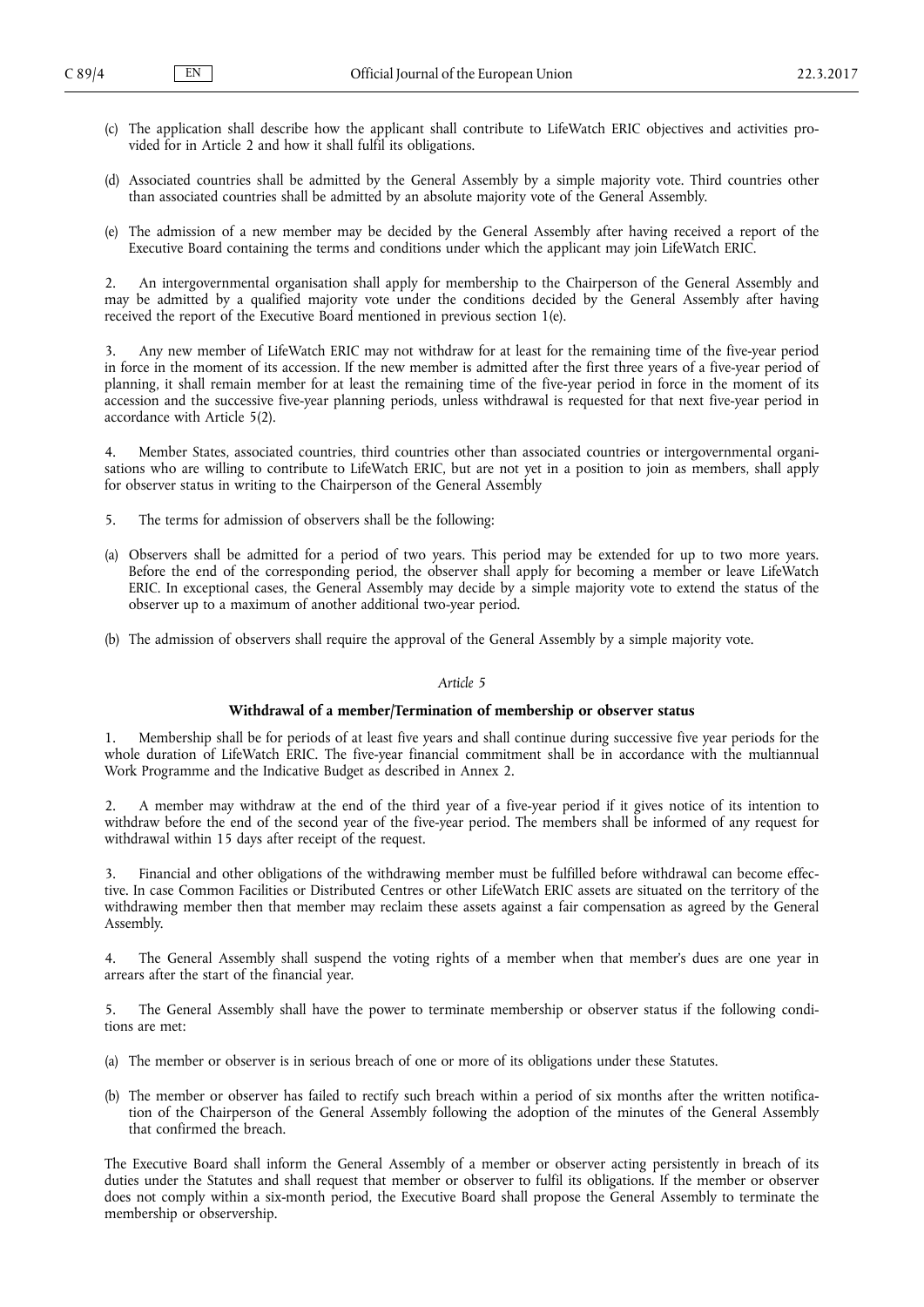(c) The application shall describe how the applicant shall contribute to LifeWatch ERIC objectives and activities provided for in Article 2 and how it shall fulfil its obligations.

(d) Associated countries shall be admitted by the General Assembly by a simple majority vote. Third countries other than associated countries shall be admitted by an absolute majority vote of the General Assembly.

(e) The admission of a new member may be decided by the General Assembly after having received a report of the Executive Board containing the terms and conditions under which the applicant may join LifeWatch ERIC.

2. An intergovernmental organisation shall apply for membership to the Chairperson of the General Assembly and may be admitted by a qualified majority vote under the conditions decided by the General Assembly after having received the report of the Executive Board mentioned in previous section 1(e).

3. Any new member of LifeWatch ERIC may not withdraw for at least for the remaining time of the five-year period in force in the moment of its accession. If the new member is admitted after the first three years of a five-year period of planning, it shall remain member for at least the remaining time of the five-year period in force in the moment of its accession and the successive five-year planning periods, unless withdrawal is requested for that next five-year period in accordance with Article 5(2).

4. Member States, associated countries, third countries other than associated countries or intergovernmental organisations who are willing to contribute to LifeWatch ERIC, but are not yet in a position to join as members, shall apply for observer status in writing to the Chairperson of the General Assembly

5. The terms for admission of observers shall be the following:

(a) Observers shall be admitted for a period of two years. This period may be extended for up to two more years. Before the end of the corresponding period, the observer shall apply for becoming a member or leave LifeWatch ERIC. In exceptional cases, the General Assembly may decide by a simple majority vote to extend the status of the observer up to a maximum of another additional two-year period.

(b) The admission of observers shall require the approval of the General Assembly by a simple majority vote.

*Article 5*

**Withdrawal of a member/Termination of membership or observer status**

1. Membership shall be for periods of at least five years and shall continue during successive five year periods for the whole duration of LifeWatch ERIC. The five-year financial commitment shall be in accordance with the multiannual Work Programme and the Indicative Budget as described in Annex 2.

2. A member may withdraw at the end of the third year of a five-year period if it gives notice of its intention to withdraw before the end of the second year of the five-year period. The members shall be informed of any request for withdrawal within 15 days after receipt of the request.

3. Financial and other obligations of the withdrawing member must be fulfilled before withdrawal can become effective. In case Common Facilities or Distributed Centres or other LifeWatch ERIC assets are situated on the territory of the withdrawing member then that member may reclaim these assets against a fair compensation as agreed by the General Assembly.

4. The General Assembly shall suspend the voting rights of a member when that member's dues are one year in arrears after the start of the financial year.

5. The General Assembly shall have the power to terminate membership or observer status if the following conditions are met:

(a) The member or observer is in serious breach of one or more of its obligations under these Statutes.

(b) The member or observer has failed to rectify such breach within a period of six months after the written notification of the Chairperson of the General Assembly following the adoption of the minutes of the General Assembly that confirmed the breach.

The Executive Board shall inform the General Assembly of a member or observer acting persistently in breach of its duties under the Statutes and shall request that member or observer to fulfil its obligations. If the member or observer does not comply within a six-month period, the Executive Board shall propose the General Assembly to terminate the membership or observership.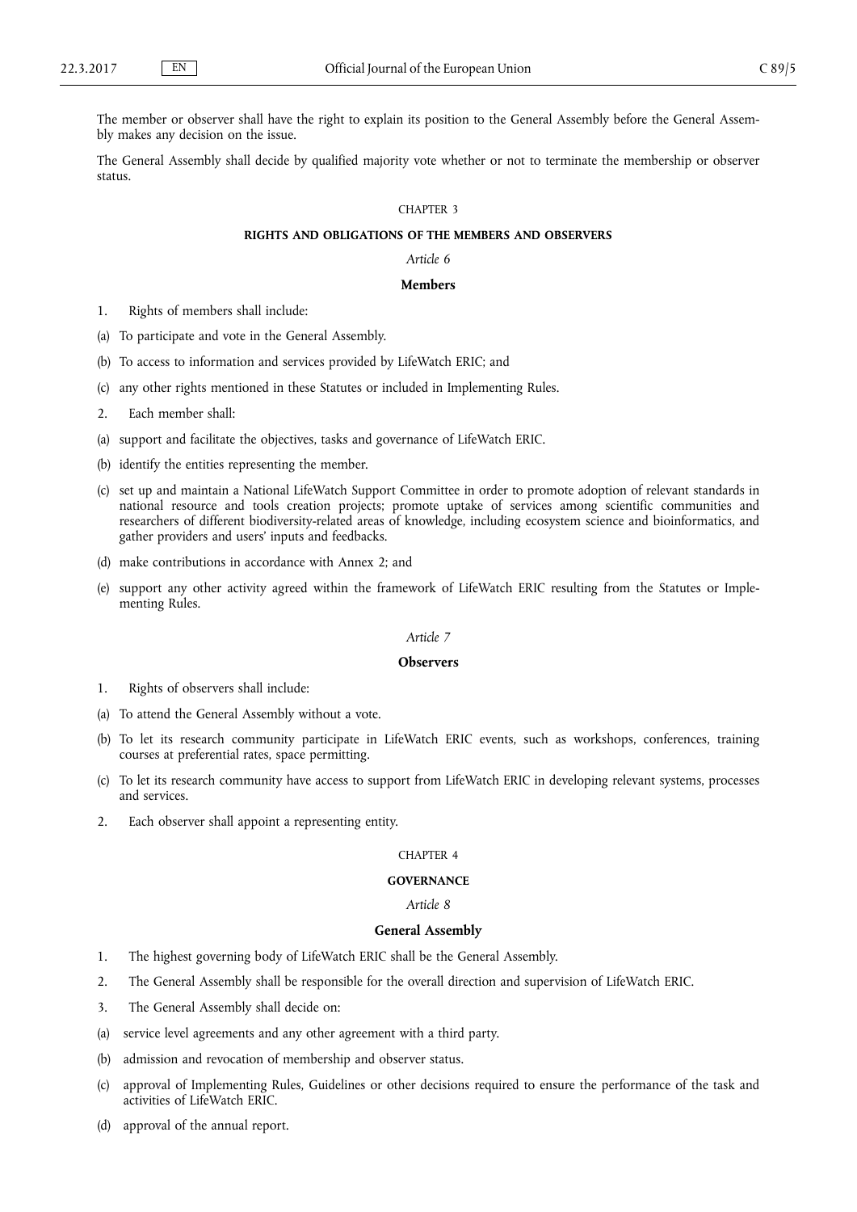The member or observer shall have the right to explain its position to the General Assembly before the General Assembly makes any decision on the issue.

The General Assembly shall decide by qualified majority vote whether or not to terminate the membership or observer status.

CHAPTER 3

## RIGHTS AND OBLIGATIONS OF THE MEMBERS AND OBSERVERS

*Article 6*

### Members

1. Rights of members shall include:

(a) To participate and vote in the General Assembly.

(b) To access to information and services provided by LifeWatch ERIC; and

(c) any other rights mentioned in these Statutes or included in Implementing Rules.

2. Each member shall:

(a) support and facilitate the objectives, tasks and governance of LifeWatch ERIC.

(b) identify the entities representing the member.

(c) set up and maintain a National LifeWatch Support Committee in order to promote adoption of relevant standards in national resource and tools creation projects; promote uptake of services among scientific communities and researchers of different biodiversity-related areas of knowledge, including ecosystem science and bioinformatics, and gather providers and users' inputs and feedbacks.

(d) make contributions in accordance with Annex 2; and

(e) support any other activity agreed within the framework of LifeWatch ERIC resulting from the Statutes or Implementing Rules.

*Article 7*

### Observers

1. Rights of observers shall include:

(a) To attend the General Assembly without a vote.

(b) To let its research community participate in LifeWatch ERIC events, such as workshops, conferences, training courses at preferential rates, space permitting.

(c) To let its research community have access to support from LifeWatch ERIC in developing relevant systems, processes and services.

2. Each observer shall appoint a representing entity.

CHAPTER 4

## GOVERNANCE

*Article 8*

### General Assembly

1. The highest governing body of LifeWatch ERIC shall be the General Assembly.

2. The General Assembly shall be responsible for the overall direction and supervision of LifeWatch ERIC.

3. The General Assembly shall decide on:

(a) service level agreements and any other agreement with a third party.

(b) admission and revocation of membership and observer status.

(c) approval of Implementing Rules, Guidelines or other decisions required to ensure the performance of the task and activities of LifeWatch ERIC.

(d) approval of the annual report.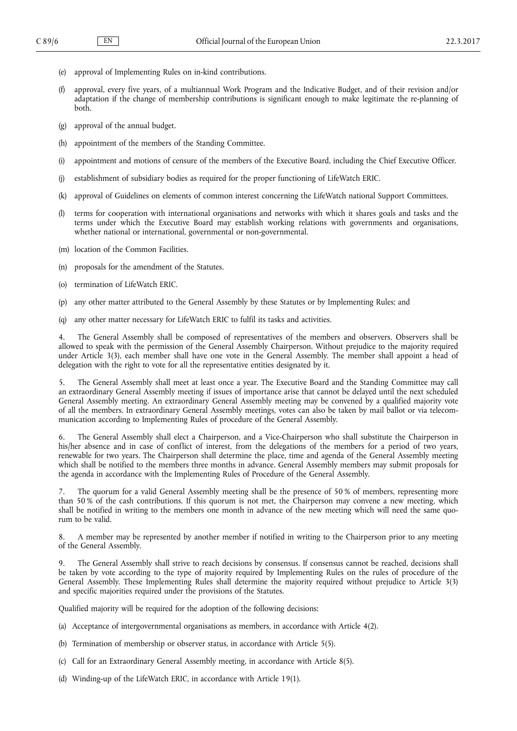(e) approval of Implementing Rules on in-kind contributions.

(f) approval, every five years, of a multiannual Work Program and the Indicative Budget, and of their revision and/or adaptation if the change of membership contributions is significant enough to make legitimate the re-planning of both.

(g) approval of the annual budget.

(h) appointment of the members of the Standing Committee.

(i) appointment and motions of censure of the members of the Executive Board, including the Chief Executive Officer.

(j) establishment of subsidiary bodies as required for the proper functioning of LifeWatch ERIC.

(k) approval of Guidelines on elements of common interest concerning the LifeWatch national Support Committees.

(l) terms for cooperation with international organisations and networks with which it shares goals and tasks and the terms under which the Executive Board may establish working relations with governments and organisations, whether national or international, governmental or non-governmental.

(m) location of the Common Facilities.

(n) proposals for the amendment of the Statutes.

(o) termination of LifeWatch ERIC.

(p) any other matter attributed to the General Assembly by these Statutes or by Implementing Rules; and

(q) any other matter necessary for LifeWatch ERIC to fulfil its tasks and activities.

4. The General Assembly shall be composed of representatives of the members and observers. Observers shall be allowed to speak with the permission of the General Assembly Chairperson. Without prejudice to the majority required under Article 3(3), each member shall have one vote in the General Assembly. The member shall appoint a head of delegation with the right to vote for all the representative entities designated by it.

5. The General Assembly shall meet at least once a year. The Executive Board and the Standing Committee may call an extraordinary General Assembly meeting if issues of importance arise that cannot be delayed until the next scheduled General Assembly meeting. An extraordinary General Assembly meeting may be convened by a qualified majority vote of all the members. In extraordinary General Assembly meetings, votes can also be taken by mail ballot or via telecommunication according to Implementing Rules of procedure of the General Assembly.

6. The General Assembly shall elect a Chairperson, and a Vice-Chairperson who shall substitute the Chairperson in his/her absence and in case of conflict of interest, from the delegations of the members for a period of two years, renewable for two years. The Chairperson shall determine the place, time and agenda of the General Assembly meeting which shall be notified to the members three months in advance. General Assembly members may submit proposals for the agenda in accordance with the Implementing Rules of Procedure of the General Assembly.

7. The quorum for a valid General Assembly meeting shall be the presence of 50 % of members, representing more than 50 % of the cash contributions. If this quorum is not met, the Chairperson may convene a new meeting, which shall be notified in writing to the members one month in advance of the new meeting which will need the same quorum to be valid.

8. A member may be represented by another member if notified in writing to the Chairperson prior to any meeting of the General Assembly.

9. The General Assembly shall strive to reach decisions by consensus. If consensus cannot be reached, decisions shall be taken by vote according to the type of majority required by Implementing Rules on the rules of procedure of the General Assembly. These Implementing Rules shall determine the majority required without prejudice to Article 3(3) and specific majorities required under the provisions of the Statutes.

Qualified majority will be required for the adoption of the following decisions:

(a) Acceptance of intergovernmental organisations as members, in accordance with Article 4(2).

(b) Termination of membership or observer status, in accordance with Article 5(5).

(c) Call for an Extraordinary General Assembly meeting, in accordance with Article 8(5).

(d) Winding-up of the LifeWatch ERIC, in accordance with Article 19(1).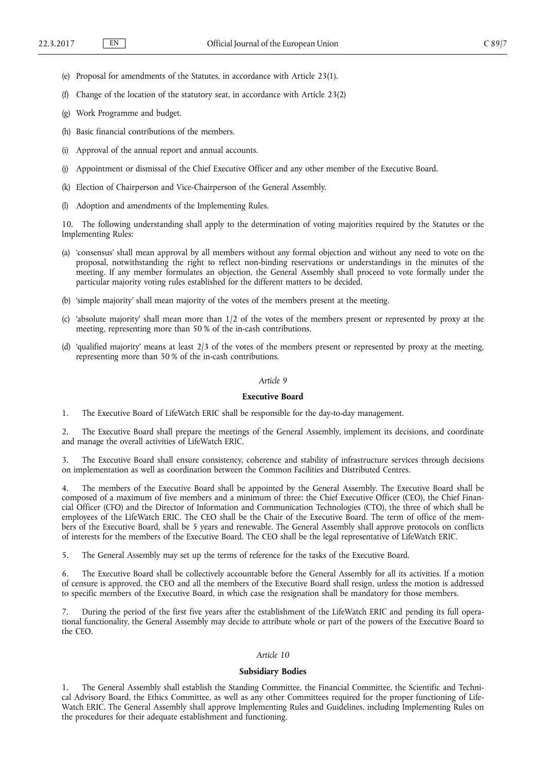(e) Proposal for amendments of the Statutes, in accordance with Article 23(1).

(f) Change of the location of the statutory seat, in accordance with Article 23(2)

(g) Work Programme and budget.

(h) Basic financial contributions of the members.

(i) Approval of the annual report and annual accounts.

(j) Appointment or dismissal of the Chief Executive Officer and any other member of the Executive Board.

(k) Election of Chairperson and Vice-Chairperson of the General Assembly.

(l) Adoption and amendments of the Implementing Rules.

10. The following understanding shall apply to the determination of voting majorities required by the Statutes or the Implementing Rules:

(a) 'consensus' shall mean approval by all members without any formal objection and without any need to vote on the proposal, notwithstanding the right to reflect non-binding reservations or understandings in the minutes of the meeting. If any member formulates an objection, the General Assembly shall proceed to vote formally under the particular majority voting rules established for the different matters to be decided.

(b) 'simple majority' shall mean majority of the votes of the members present at the meeting.

(c) 'absolute majority' shall mean more than 1/2 of the votes of the members present or represented by proxy at the meeting, representing more than 50 % of the in-cash contributions.

(d) 'qualified majority' means at least 2/3 of the votes of the members present or represented by proxy at the meeting, representing more than 50 % of the in-cash contributions.

*Article 9*

**Executive Board**

1. The Executive Board of LifeWatch ERIC shall be responsible for the day-to-day management.

2. The Executive Board shall prepare the meetings of the General Assembly, implement its decisions, and coordinate and manage the overall activities of LifeWatch ERIC.

3. The Executive Board shall ensure consistency, coherence and stability of infrastructure services through decisions on implementation as well as coordination between the Common Facilities and Distributed Centres.

4. The members of the Executive Board shall be appointed by the General Assembly. The Executive Board shall be composed of a maximum of five members and a minimum of three: the Chief Executive Officer (CEO), the Chief Financial Officer (CFO) and the Director of Information and Communication Technologies (CTO), the three of which shall be employees of the LifeWatch ERIC. The CEO shall be the Chair of the Executive Board. The term of office of the members of the Executive Board, shall be 5 years and renewable. The General Assembly shall approve protocols on conflicts of interests for the members of the Executive Board. The CEO shall be the legal representative of LifeWatch ERIC.

5. The General Assembly may set up the terms of reference for the tasks of the Executive Board.

6. The Executive Board shall be collectively accountable before the General Assembly for all its activities. If a motion of censure is approved, the CEO and all the members of the Executive Board shall resign, unless the motion is addressed to specific members of the Executive Board, in which case the resignation shall be mandatory for those members.

7. During the period of the first five years after the establishment of the LifeWatch ERIC and pending its full operational functionality, the General Assembly may decide to attribute whole or part of the powers of the Executive Board to the CEO.

*Article 10*

**Subsidiary Bodies**

1. The General Assembly shall establish the Standing Committee, the Financial Committee, the Scientific and Technical Advisory Board, the Ethics Committee, as well as any other Committees required for the proper functioning of LifeWatch ERIC. The General Assembly shall approve Implementing Rules and Guidelines, including Implementing Rules on the procedures for their adequate establishment and functioning.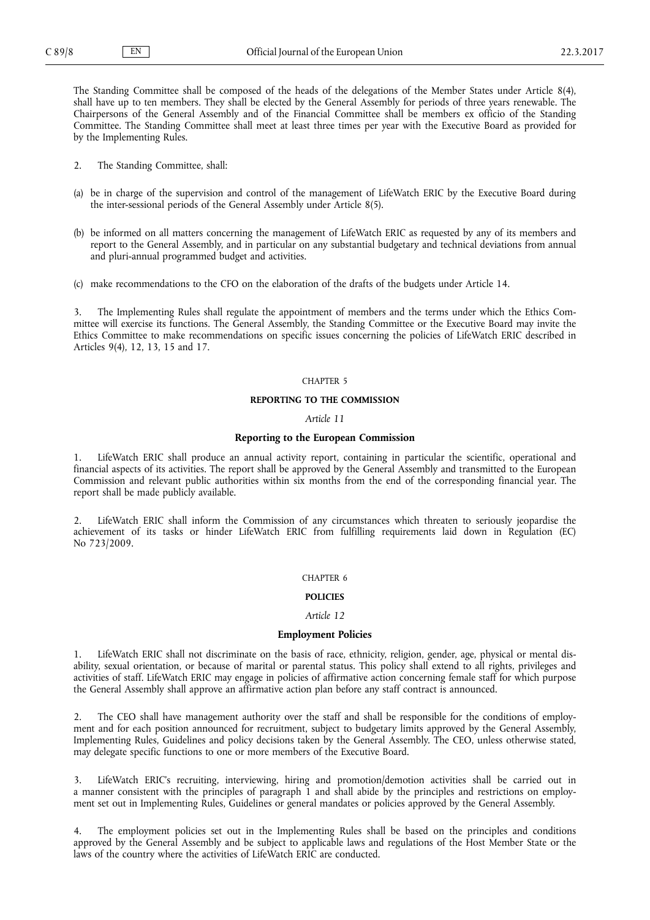The Standing Committee shall be composed of the heads of the delegations of the Member States under Article 8(4), shall have up to ten members. They shall be elected by the General Assembly for periods of three years renewable. The Chairpersons of the General Assembly and of the Financial Committee shall be members ex officio of the Standing Committee. The Standing Committee shall meet at least three times per year with the Executive Board as provided for by the Implementing Rules.

2. The Standing Committee, shall:

(a) be in charge of the supervision and control of the management of LifeWatch ERIC by the Executive Board during the inter-sessional periods of the General Assembly under Article 8(5).

(b) be informed on all matters concerning the management of LifeWatch ERIC as requested by any of its members and report to the General Assembly, and in particular on any substantial budgetary and technical deviations from annual and pluri-annual programmed budget and activities.

(c) make recommendations to the CFO on the elaboration of the drafts of the budgets under Article 14.

3. The Implementing Rules shall regulate the appointment of members and the terms under which the Ethics Committee will exercise its functions. The General Assembly, the Standing Committee or the Executive Board may invite the Ethics Committee to make recommendations on specific issues concerning the policies of LifeWatch ERIC described in Articles 9(4), 12, 13, 15 and 17.

CHAPTER 5

## REPORTING TO THE COMMISSION

*Article 11*

### Reporting to the European Commission

1. LifeWatch ERIC shall produce an annual activity report, containing in particular the scientific, operational and financial aspects of its activities. The report shall be approved by the General Assembly and transmitted to the European Commission and relevant public authorities within six months from the end of the corresponding financial year. The report shall be made publicly available.

2. LifeWatch ERIC shall inform the Commission of any circumstances which threaten to seriously jeopardise the achievement of its tasks or hinder LifeWatch ERIC from fulfilling requirements laid down in Regulation (EC) No 723/2009.

CHAPTER 6

## POLICIES

*Article 12*

### Employment Policies

1. LifeWatch ERIC shall not discriminate on the basis of race, ethnicity, religion, gender, age, physical or mental disability, sexual orientation, or because of marital or parental status. This policy shall extend to all rights, privileges and activities of staff. LifeWatch ERIC may engage in policies of affirmative action concerning female staff for which purpose the General Assembly shall approve an affirmative action plan before any staff contract is announced.

2. The CEO shall have management authority over the staff and shall be responsible for the conditions of employment and for each position announced for recruitment, subject to budgetary limits approved by the General Assembly, Implementing Rules, Guidelines and policy decisions taken by the General Assembly. The CEO, unless otherwise stated, may delegate specific functions to one or more members of the Executive Board.

3. LifeWatch ERIC's recruiting, interviewing, hiring and promotion/demotion activities shall be carried out in a manner consistent with the principles of paragraph 1 and shall abide by the principles and restrictions on employment set out in Implementing Rules, Guidelines or general mandates or policies approved by the General Assembly.

4. The employment policies set out in the Implementing Rules shall be based on the principles and conditions approved by the General Assembly and be subject to applicable laws and regulations of the Host Member State or the laws of the country where the activities of LifeWatch ERIC are conducted.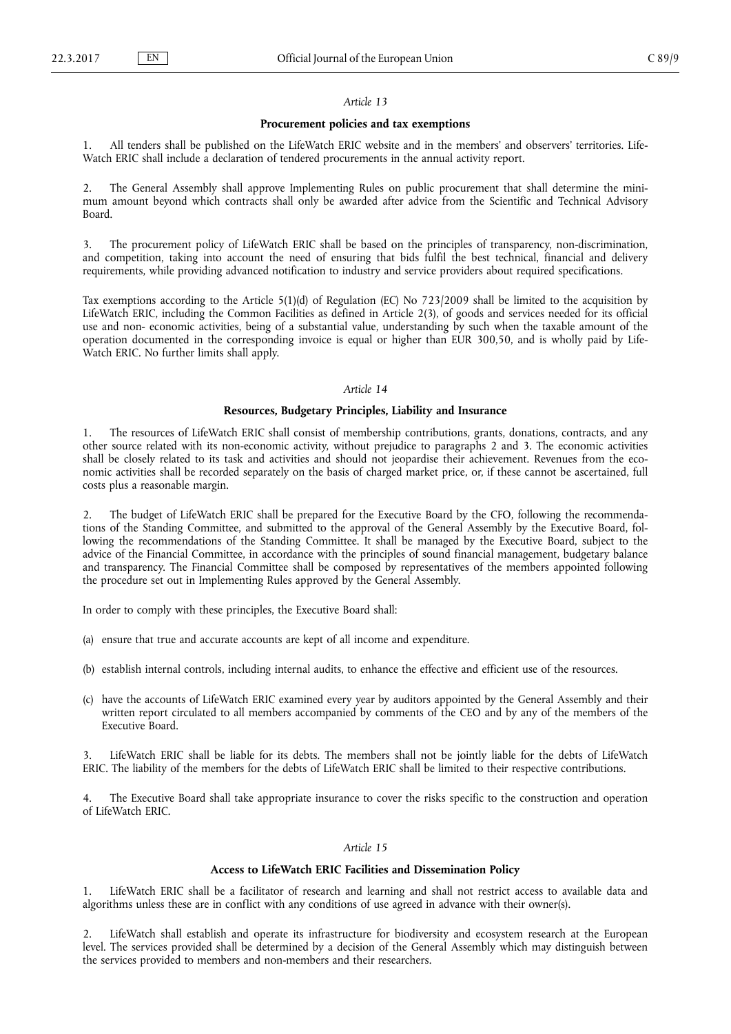*Article 13*

**Procurement policies and tax exemptions**

1. All tenders shall be published on the LifeWatch ERIC website and in the members' and observers' territories. LifeWatch ERIC shall include a declaration of tendered procurements in the annual activity report.

2. The General Assembly shall approve Implementing Rules on public procurement that shall determine the minimum amount beyond which contracts shall only be awarded after advice from the Scientific and Technical Advisory Board.

3. The procurement policy of LifeWatch ERIC shall be based on the principles of transparency, non-discrimination, and competition, taking into account the need of ensuring that bids fulfil the best technical, financial and delivery requirements, while providing advanced notification to industry and service providers about required specifications.

Tax exemptions according to the Article 5(1)(d) of Regulation (EC) No 723/2009 shall be limited to the acquisition by LifeWatch ERIC, including the Common Facilities as defined in Article 2(3), of goods and services needed for its official use and non- economic activities, being of a substantial value, understanding by such when the taxable amount of the operation documented in the corresponding invoice is equal or higher than EUR 300,50, and is wholly paid by LifeWatch ERIC. No further limits shall apply.

*Article 14*

**Resources, Budgetary Principles, Liability and Insurance**

1. The resources of LifeWatch ERIC shall consist of membership contributions, grants, donations, contracts, and any other source related with its non-economic activity, without prejudice to paragraphs 2 and 3. The economic activities shall be closely related to its task and activities and should not jeopardise their achievement. Revenues from the economic activities shall be recorded separately on the basis of charged market price, or, if these cannot be ascertained, full costs plus a reasonable margin.

2. The budget of LifeWatch ERIC shall be prepared for the Executive Board by the CFO, following the recommendations of the Standing Committee, and submitted to the approval of the General Assembly by the Executive Board, following the recommendations of the Standing Committee. It shall be managed by the Executive Board, subject to the advice of the Financial Committee, in accordance with the principles of sound financial management, budgetary balance and transparency. The Financial Committee shall be composed by representatives of the members appointed following the procedure set out in Implementing Rules approved by the General Assembly.

In order to comply with these principles, the Executive Board shall:

(a) ensure that true and accurate accounts are kept of all income and expenditure.

(b) establish internal controls, including internal audits, to enhance the effective and efficient use of the resources.

(c) have the accounts of LifeWatch ERIC examined every year by auditors appointed by the General Assembly and their written report circulated to all members accompanied by comments of the CEO and by any of the members of the Executive Board.

3. LifeWatch ERIC shall be liable for its debts. The members shall not be jointly liable for the debts of LifeWatch ERIC. The liability of the members for the debts of LifeWatch ERIC shall be limited to their respective contributions.

4. The Executive Board shall take appropriate insurance to cover the risks specific to the construction and operation of LifeWatch ERIC.

*Article 15*

**Access to LifeWatch ERIC Facilities and Dissemination Policy**

1. LifeWatch ERIC shall be a facilitator of research and learning and shall not restrict access to available data and algorithms unless these are in conflict with any conditions of use agreed in advance with their owner(s).

2. LifeWatch shall establish and operate its infrastructure for biodiversity and ecosystem research at the European level. The services provided shall be determined by a decision of the General Assembly which may distinguish between the services provided to members and non-members and their researchers.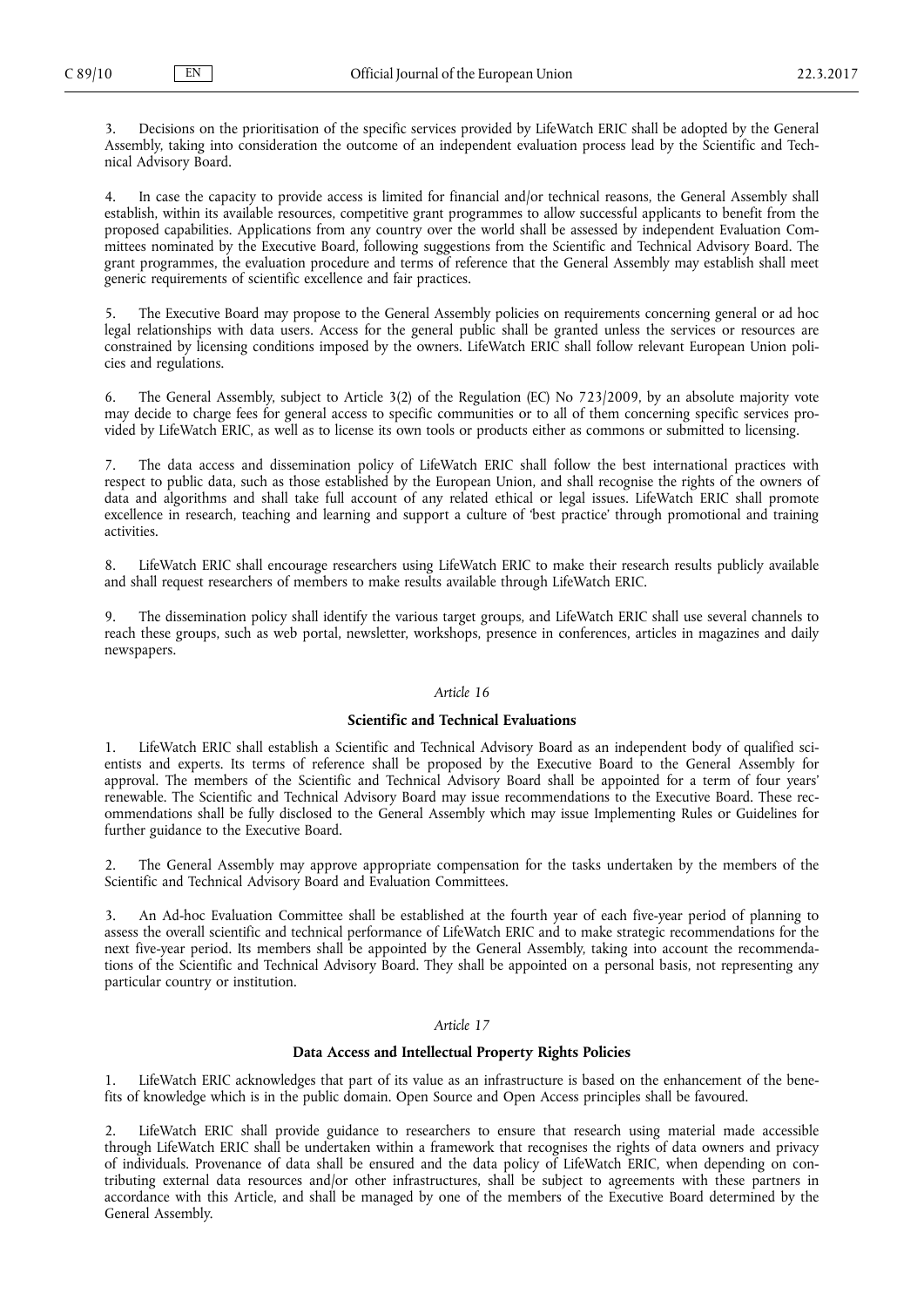3. Decisions on the prioritisation of the specific services provided by LifeWatch ERIC shall be adopted by the General Assembly, taking into consideration the outcome of an independent evaluation process lead by the Scientific and Technical Advisory Board.

4. In case the capacity to provide access is limited for financial and/or technical reasons, the General Assembly shall establish, within its available resources, competitive grant programmes to allow successful applicants to benefit from the proposed capabilities. Applications from any country over the world shall be assessed by independent Evaluation Committees nominated by the Executive Board, following suggestions from the Scientific and Technical Advisory Board. The grant programmes, the evaluation procedure and terms of reference that the General Assembly may establish shall meet generic requirements of scientific excellence and fair practices.

5. The Executive Board may propose to the General Assembly policies on requirements concerning general or ad hoc legal relationships with data users. Access for the general public shall be granted unless the services or resources are constrained by licensing conditions imposed by the owners. LifeWatch ERIC shall follow relevant European Union policies and regulations.

6. The General Assembly, subject to Article 3(2) of the Regulation (EC) No 723/2009, by an absolute majority vote may decide to charge fees for general access to specific communities or to all of them concerning specific services provided by LifeWatch ERIC, as well as to license its own tools or products either as commons or submitted to licensing.

7. The data access and dissemination policy of LifeWatch ERIC shall follow the best international practices with respect to public data, such as those established by the European Union, and shall recognise the rights of the owners of data and algorithms and shall take full account of any related ethical or legal issues. LifeWatch ERIC shall promote excellence in research, teaching and learning and support a culture of 'best practice' through promotional and training activities.

8. LifeWatch ERIC shall encourage researchers using LifeWatch ERIC to make their research results publicly available and shall request researchers of members to make results available through LifeWatch ERIC.

9. The dissemination policy shall identify the various target groups, and LifeWatch ERIC shall use several channels to reach these groups, such as web portal, newsletter, workshops, presence in conferences, articles in magazines and daily newspapers.

*Article 16*

**Scientific and Technical Evaluations**

1. LifeWatch ERIC shall establish a Scientific and Technical Advisory Board as an independent body of qualified scientists and experts. Its terms of reference shall be proposed by the Executive Board to the General Assembly for approval. The members of the Scientific and Technical Advisory Board shall be appointed for a term of four years' renewable. The Scientific and Technical Advisory Board may issue recommendations to the Executive Board. These recommendations shall be fully disclosed to the General Assembly which may issue Implementing Rules or Guidelines for further guidance to the Executive Board.

2. The General Assembly may approve appropriate compensation for the tasks undertaken by the members of the Scientific and Technical Advisory Board and Evaluation Committees.

3. An Ad-hoc Evaluation Committee shall be established at the fourth year of each five-year period of planning to assess the overall scientific and technical performance of LifeWatch ERIC and to make strategic recommendations for the next five-year period. Its members shall be appointed by the General Assembly, taking into account the recommendations of the Scientific and Technical Advisory Board. They shall be appointed on a personal basis, not representing any particular country or institution.

*Article 17*

**Data Access and Intellectual Property Rights Policies**

1. LifeWatch ERIC acknowledges that part of its value as an infrastructure is based on the enhancement of the benefits of knowledge which is in the public domain. Open Source and Open Access principles shall be favoured.

2. LifeWatch ERIC shall provide guidance to researchers to ensure that research using material made accessible through LifeWatch ERIC shall be undertaken within a framework that recognises the rights of data owners and privacy of individuals. Provenance of data shall be ensured and the data policy of LifeWatch ERIC, when depending on contributing external data resources and/or other infrastructures, shall be subject to agreements with these partners in accordance with this Article, and shall be managed by one of the members of the Executive Board determined by the General Assembly.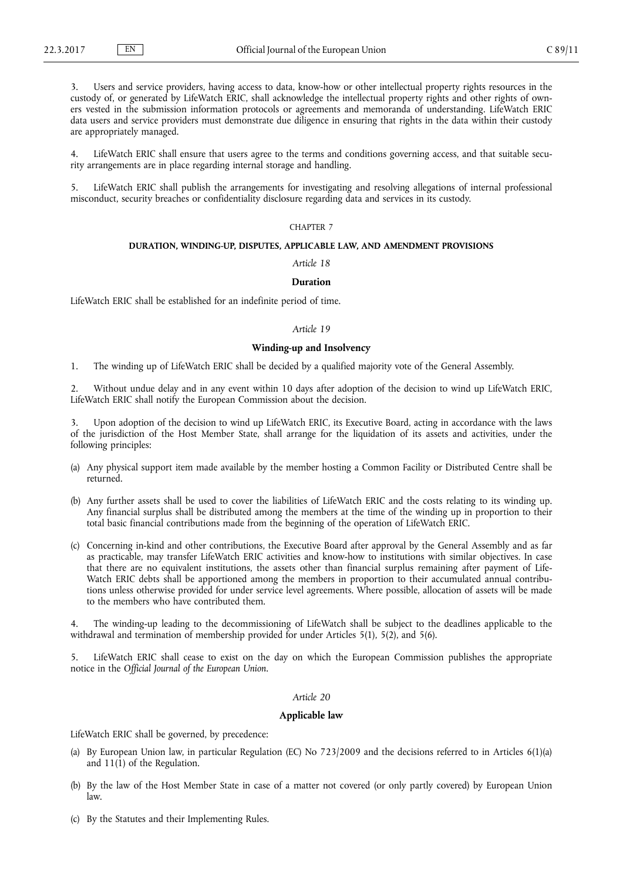3. Users and service providers, having access to data, know-how or other intellectual property rights resources in the custody of, or generated by LifeWatch ERIC, shall acknowledge the intellectual property rights and other rights of owners vested in the submission information protocols or agreements and memoranda of understanding. LifeWatch ERIC data users and service providers must demonstrate due diligence in ensuring that rights in the data within their custody are appropriately managed.

4. LifeWatch ERIC shall ensure that users agree to the terms and conditions governing access, and that suitable security arrangements are in place regarding internal storage and handling.

5. LifeWatch ERIC shall publish the arrangements for investigating and resolving allegations of internal professional misconduct, security breaches or confidentiality disclosure regarding data and services in its custody.

## CHAPTER 7

## DURATION, WINDING-UP, DISPUTES, APPLICABLE LAW, AND AMENDMENT PROVISIONS

### *Article 18*

### Duration

LifeWatch ERIC shall be established for an indefinite period of time.

### *Article 19*

### Winding-up and Insolvency

1. The winding up of LifeWatch ERIC shall be decided by a qualified majority vote of the General Assembly.

2. Without undue delay and in any event within 10 days after adoption of the decision to wind up LifeWatch ERIC, LifeWatch ERIC shall notify the European Commission about the decision.

3. Upon adoption of the decision to wind up LifeWatch ERIC, its Executive Board, acting in accordance with the laws of the jurisdiction of the Host Member State, shall arrange for the liquidation of its assets and activities, under the following principles:

(a) Any physical support item made available by the member hosting a Common Facility or Distributed Centre shall be returned.

(b) Any further assets shall be used to cover the liabilities of LifeWatch ERIC and the costs relating to its winding up. Any financial surplus shall be distributed among the members at the time of the winding up in proportion to their total basic financial contributions made from the beginning of the operation of LifeWatch ERIC.

(c) Concerning in-kind and other contributions, the Executive Board after approval by the General Assembly and as far as practicable, may transfer LifeWatch ERIC activities and know-how to institutions with similar objectives. In case that there are no equivalent institutions, the assets other than financial surplus remaining after payment of LifeWatch ERIC debts shall be apportioned among the members in proportion to their accumulated annual contributions unless otherwise provided for under service level agreements. Where possible, allocation of assets will be made to the members who have contributed them.

4. The winding-up leading to the decommissioning of LifeWatch shall be subject to the deadlines applicable to the withdrawal and termination of membership provided for under Articles 5(1), 5(2), and 5(6).

5. LifeWatch ERIC shall cease to exist on the day on which the European Commission publishes the appropriate notice in the *Official Journal of the European Union*.

### *Article 20*

### Applicable law

LifeWatch ERIC shall be governed, by precedence:

(a) By European Union law, in particular Regulation (EC) No 723/2009 and the decisions referred to in Articles 6(1)(a) and 11(1) of the Regulation.

(b) By the law of the Host Member State in case of a matter not covered (or only partly covered) by European Union law.

(c) By the Statutes and their Implementing Rules.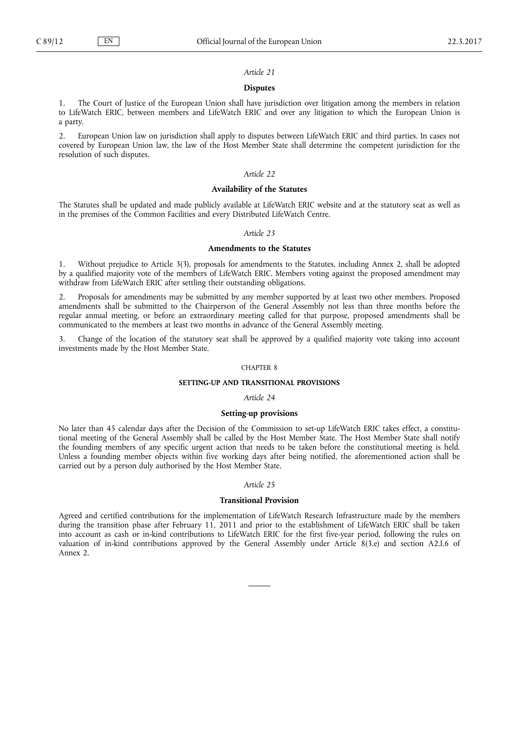*Article 21*

**Disputes**

1. The Court of Justice of the European Union shall have jurisdiction over litigation among the members in relation to LifeWatch ERIC, between members and LifeWatch ERIC and over any litigation to which the European Union is a party.

2. European Union law on jurisdiction shall apply to disputes between LifeWatch ERIC and third parties. In cases not covered by European Union law, the law of the Host Member State shall determine the competent jurisdiction for the resolution of such disputes.

*Article 22*

**Availability of the Statutes**

The Statutes shall be updated and made publicly available at LifeWatch ERIC website and at the statutory seat as well as in the premises of the Common Facilities and every Distributed LifeWatch Centre.

*Article 23*

**Amendments to the Statutes**

1. Without prejudice to Article 3(3), proposals for amendments to the Statutes, including Annex 2, shall be adopted by a qualified majority vote of the members of LifeWatch ERIC. Members voting against the proposed amendment may withdraw from LifeWatch ERIC after settling their outstanding obligations.

2. Proposals for amendments may be submitted by any member supported by at least two other members. Proposed amendments shall be submitted to the Chairperson of the General Assembly not less than three months before the regular annual meeting, or before an extraordinary meeting called for that purpose, proposed amendments shall be communicated to the members at least two months in advance of the General Assembly meeting.

3. Change of the location of the statutory seat shall be approved by a qualified majority vote taking into account investments made by the Host Member State.

CHAPTER 8

**SETTING-UP AND TRANSITIONAL PROVISIONS**

*Article 24*

**Setting-up provisions**

No later than 45 calendar days after the Decision of the Commission to set-up LifeWatch ERIC takes effect, a constitutional meeting of the General Assembly shall be called by the Host Member State. The Host Member State shall notify the founding members of any specific urgent action that needs to be taken before the constitutional meeting is held. Unless a founding member objects within five working days after being notified, the aforementioned action shall be carried out by a person duly authorised by the Host Member State.

*Article 25*

**Transitional Provision**

Agreed and certified contributions for the implementation of LifeWatch Research Infrastructure made by the members during the transition phase after February 11, 2011 and prior to the establishment of LifeWatch ERIC shall be taken into account as cash or in-kind contributions to LifeWatch ERIC for the first five-year period, following the rules on valuation of in-kind contributions approved by the General Assembly under Article 8(3.e) and section A2.I.6 of Annex 2.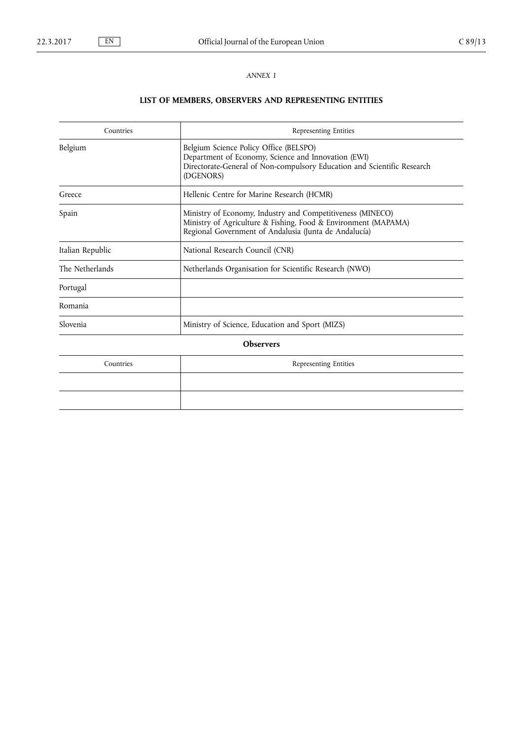*ANNEX I*

## LIST OF MEMBERS, OBSERVERS AND REPRESENTING ENTITIES

| Countries | Representing Entities |
|---|---|
| Belgium | Belgium Science Policy Office (BELSPO)<br>Department of Economy, Science and Innovation (EWI)<br>Directorate-General of Non-compulsory Education and Scientific Research (DGENORS) |
| Greece | Hellenic Centre for Marine Research (HCMR) |
| Spain | Ministry of Economy, Industry and Competitiveness (MINECO)<br>Ministry of Agriculture & Fishing, Food & Environment (MAPAMA)<br>Regional Government of Andalusia (Junta de Andalucía) |
| Italian Republic | National Research Council (CNR) |
| The Netherlands | Netherlands Organisation for Scientific Research (NWO) |
| Portugal | |
| Romania | |
| Slovenia | Ministry of Science, Education and Sport (MIZS) |

**Observers**

| Countries | Representing Entities |
|---|---|
| | |
| | |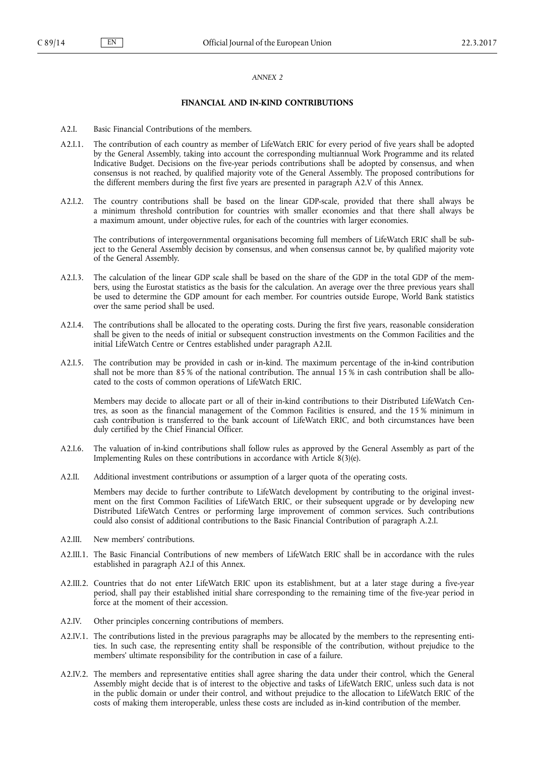*ANNEX 2*

## FINANCIAL AND IN-KIND CONTRIBUTIONS

A2.I. Basic Financial Contributions of the members.

A2.I.1. The contribution of each country as member of LifeWatch ERIC for every period of five years shall be adopted by the General Assembly, taking into account the corresponding multiannual Work Programme and its related Indicative Budget. Decisions on the five-year periods contributions shall be adopted by consensus, and when consensus is not reached, by qualified majority vote of the General Assembly. The proposed contributions for the different members during the first five years are presented in paragraph A2.V of this Annex.

A2.I.2. The country contributions shall be based on the linear GDP-scale, provided that there shall always be a minimum threshold contribution for countries with smaller economies and that there shall always be a maximum amount, under objective rules, for each of the countries with larger economies.

The contributions of intergovernmental organisations becoming full members of LifeWatch ERIC shall be subject to the General Assembly decision by consensus, and when consensus cannot be, by qualified majority vote of the General Assembly.

A2.I.3. The calculation of the linear GDP scale shall be based on the share of the GDP in the total GDP of the members, using the Eurostat statistics as the basis for the calculation. An average over the three previous years shall be used to determine the GDP amount for each member. For countries outside Europe, World Bank statistics over the same period shall be used.

A2.I.4. The contributions shall be allocated to the operating costs. During the first five years, reasonable consideration shall be given to the needs of initial or subsequent construction investments on the Common Facilities and the initial LifeWatch Centre or Centres established under paragraph A2.II.

A2.I.5. The contribution may be provided in cash or in-kind. The maximum percentage of the in-kind contribution shall not be more than 85 % of the national contribution. The annual 15 % in cash contribution shall be allocated to the costs of common operations of LifeWatch ERIC.

Members may decide to allocate part or all of their in-kind contributions to their Distributed LifeWatch Centres, as soon as the financial management of the Common Facilities is ensured, and the 15 % minimum in cash contribution is transferred to the bank account of LifeWatch ERIC, and both circumstances have been duly certified by the Chief Financial Officer.

A2.I.6. The valuation of in-kind contributions shall follow rules as approved by the General Assembly as part of the Implementing Rules on these contributions in accordance with Article 8(3)(e).

A2.II. Additional investment contributions or assumption of a larger quota of the operating costs.

Members may decide to further contribute to LifeWatch development by contributing to the original investment on the first Common Facilities of LifeWatch ERIC, or their subsequent upgrade or by developing new Distributed LifeWatch Centres or performing large improvement of common services. Such contributions could also consist of additional contributions to the Basic Financial Contribution of paragraph A.2.I.

A2.III. New members' contributions.

A2.III.1. The Basic Financial Contributions of new members of LifeWatch ERIC shall be in accordance with the rules established in paragraph A2.I of this Annex.

A2.III.2. Countries that do not enter LifeWatch ERIC upon its establishment, but at a later stage during a five-year period, shall pay their established initial share corresponding to the remaining time of the five-year period in force at the moment of their accession.

A2.IV. Other principles concerning contributions of members.

A2.IV.1. The contributions listed in the previous paragraphs may be allocated by the members to the representing entities. In such case, the representing entity shall be responsible of the contribution, without prejudice to the members' ultimate responsibility for the contribution in case of a failure.

A2.IV.2. The members and representative entities shall agree sharing the data under their control, which the General Assembly might decide that is of interest to the objective and tasks of LifeWatch ERIC, unless such data is not in the public domain or under their control, and without prejudice to the allocation to LifeWatch ERIC of the costs of making them interoperable, unless these costs are included as in-kind contribution of the member.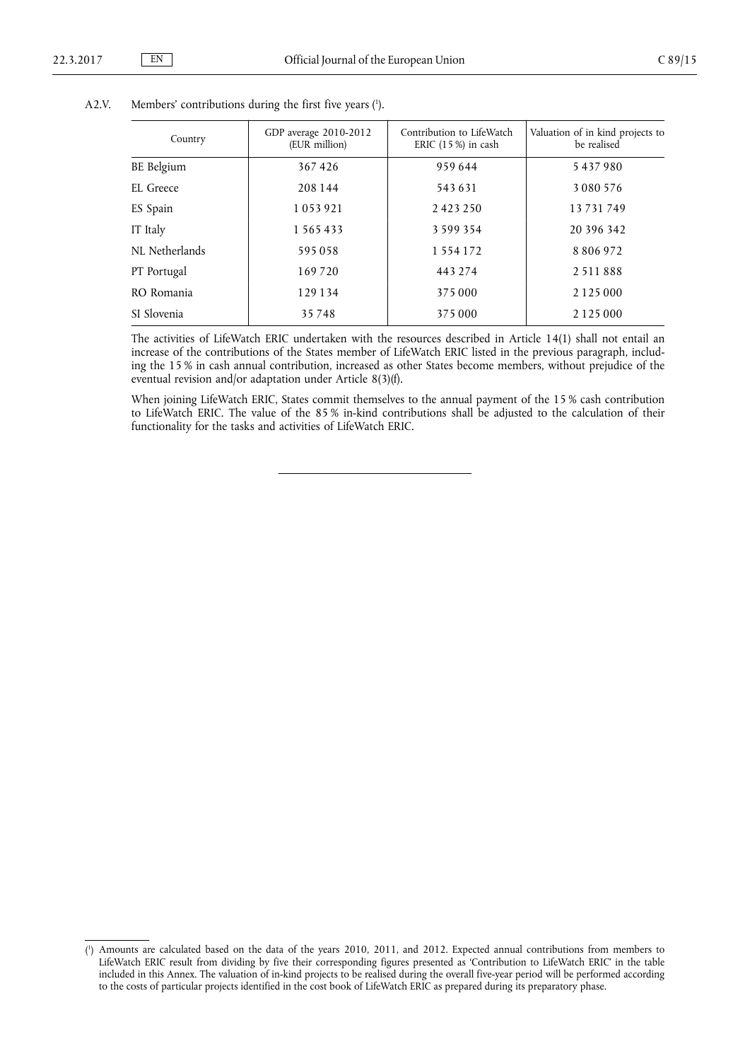A2.V. Members' contributions during the first five years [1].

| Country | GDP average 2010-2012 (EUR million) | Contribution to LifeWatch ERIC (15 %) in cash | Valuation of in kind projects to be realised |
|---|---|---|---|
| BE Belgium | 367 426 | 959 644 | 5 437 980 |
| EL Greece | 208 144 | 543 631 | 3 080 576 |
| ES Spain | 1 053 921 | 2 423 250 | 13 731 749 |
| IT Italy | 1 565 433 | 3 599 354 | 20 396 342 |
| NL Netherlands | 595 058 | 1 554 172 | 8 806 972 |
| PT Portugal | 169 720 | 443 274 | 2 511 888 |
| RO Romania | 129 134 | 375 000 | 2 125 000 |
| SI Slovenia | 35 748 | 375 000 | 2 125 000 |

The activities of LifeWatch ERIC undertaken with the resources described in Article 14(1) shall not entail an increase of the contributions of the States member of LifeWatch ERIC listed in the previous paragraph, including the 15 % in cash annual contribution, increased as other States become members, without prejudice of the eventual revision and/or adaptation under Article 8(3)(f).

When joining LifeWatch ERIC, States commit themselves to the annual payment of the 15 % cash contribution to LifeWatch ERIC. The value of the 85 % in-kind contributions shall be adjusted to the calculation of their functionality for the tasks and activities of LifeWatch ERIC.

---

[1] Amounts are calculated based on the data of the years 2010, 2011, and 2012. Expected annual contributions from members to LifeWatch ERIC result from dividing by five their corresponding figures presented as 'Contribution to LifeWatch ERIC' in the table included in this Annex. The valuation of in-kind projects to be realised during the overall five-year period will be performed according to the costs of particular projects identified in the cost book of LifeWatch ERIC as prepared during its preparatory phase.